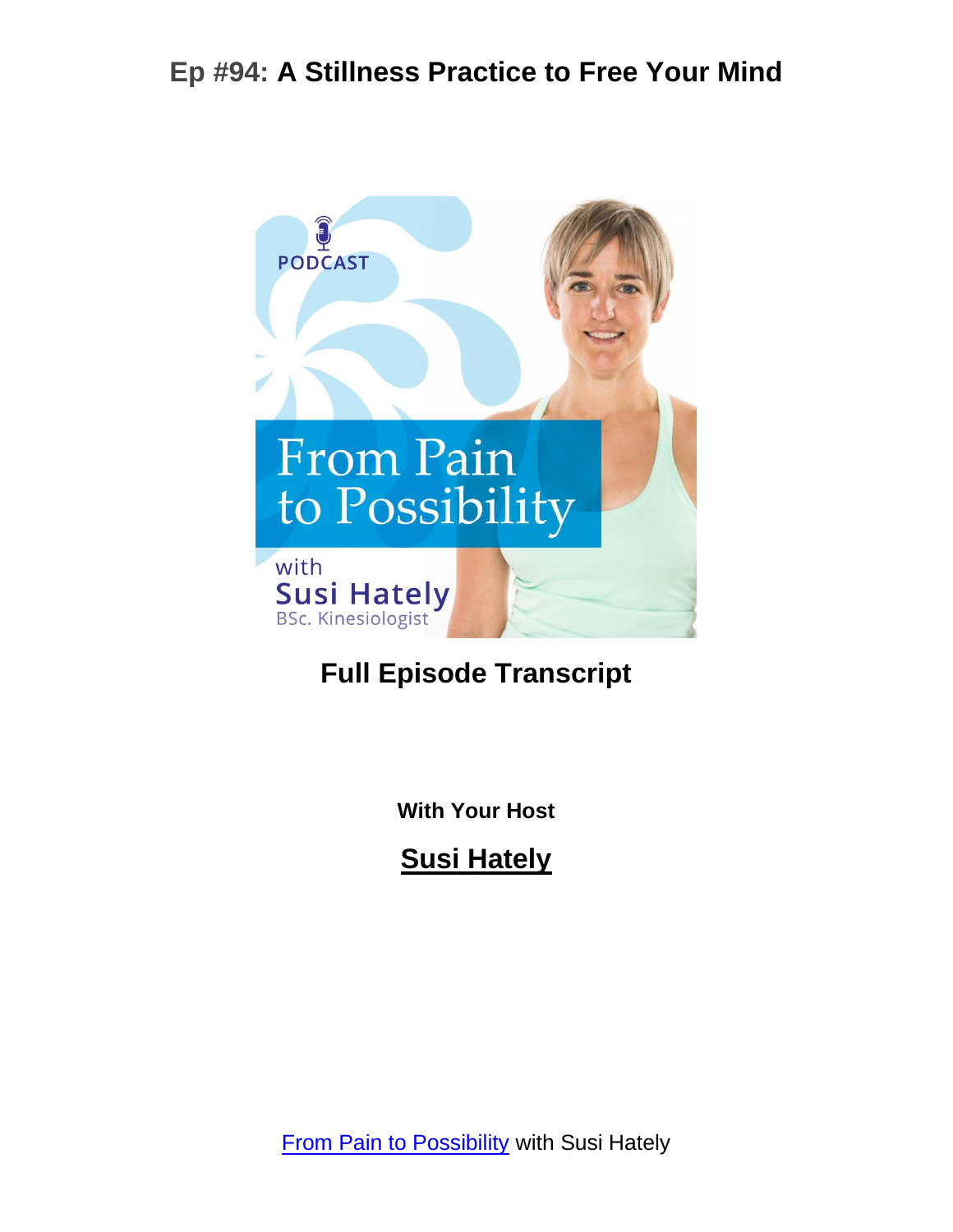# Ep #94: A Stillness Practice to Free Your Mind

## Full Episode Transcript

**With Your Host**

**Susi Hately**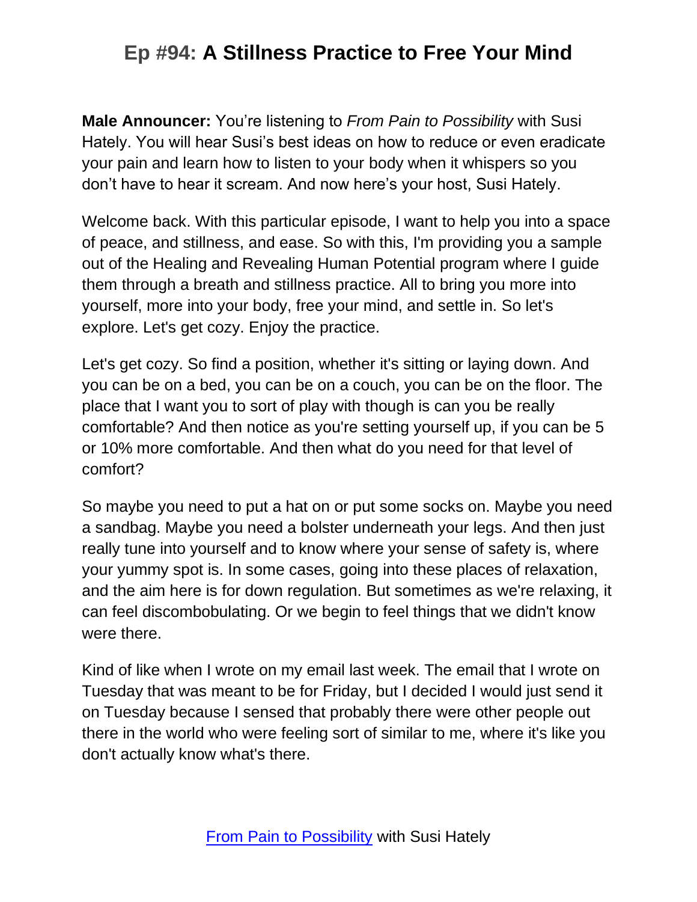Male Announcer: You're listening to *From Pain to Possibility* with Susi Hately. You will hear Susi's best ideas on how to reduce or even eradicate your pain and learn how to listen to your body when it whispers so you don't have to hear it scream. And now here's your host, Susi Hately.

Welcome back. With this particular episode, I want to help you into a space of peace, and stillness, and ease. So with this, I'm providing you a sample out of the Healing and Revealing Human Potential program where I guide them through a breath and stillness practice. All to bring you more into yourself, more into your body, free your mind, and settle in. So let's explore. Let's get cozy. Enjoy the practice.

Let's get cozy. So find a position, whether it's sitting or laying down. And you can be on a bed, you can be on a couch, you can be on the floor. The place that I want you to sort of play with though is can you be really comfortable? And then notice as you're setting yourself up, if you can be 5 or 10% more comfortable. And then what do you need for that level of comfort?

So maybe you need to put a hat on or put some socks on. Maybe you need a sandbag. Maybe you need a bolster underneath your legs. And then just really tune into yourself and to know where your sense of safety is, where your yummy spot is. In some cases, going into these places of relaxation, and the aim here is for down regulation. But sometimes as we're relaxing, it can feel discombobulating. Or we begin to feel things that we didn't know were there.

Kind of like when I wrote on my email last week. The email that I wrote on Tuesday that was meant to be for Friday, but I decided I would just send it on Tuesday because I sensed that probably there were other people out there in the world who were feeling sort of similar to me, where it's like you don't actually know what's there.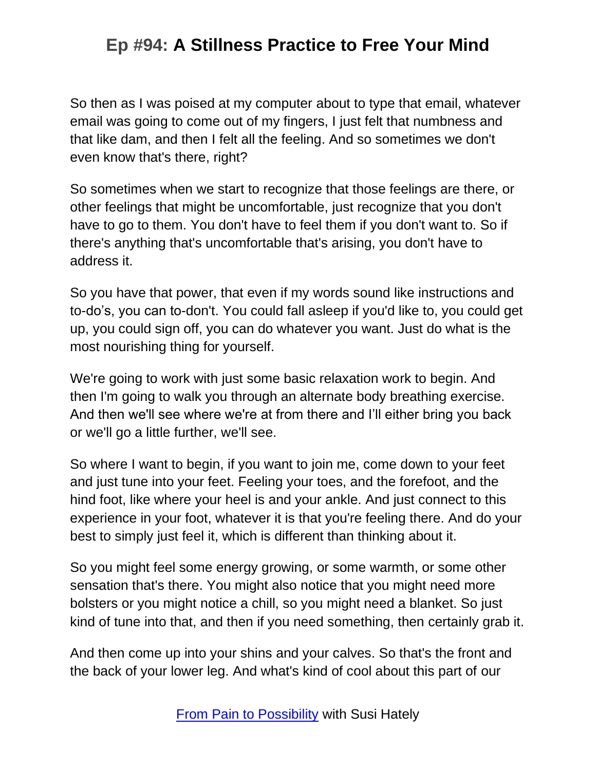So then as I was poised at my computer about to type that email, whatever email was going to come out of my fingers, I just felt that numbness and that like dam, and then I felt all the feeling. And so sometimes we don't even know that's there, right?

So sometimes when we start to recognize that those feelings are there, or other feelings that might be uncomfortable, just recognize that you don't have to go to them. You don't have to feel them if you don't want to. So if there's anything that's uncomfortable that's arising, you don't have to address it.

So you have that power, that even if my words sound like instructions and to-do's, you can to-don't. You could fall asleep if you'd like to, you could get up, you could sign off, you can do whatever you want. Just do what is the most nourishing thing for yourself.

We're going to work with just some basic relaxation work to begin. And then I'm going to walk you through an alternate body breathing exercise. And then we'll see where we're at from there and I'll either bring you back or we'll go a little further, we'll see.

So where I want to begin, if you want to join me, come down to your feet and just tune into your feet. Feeling your toes, and the forefoot, and the hind foot, like where your heel is and your ankle. And just connect to this experience in your foot, whatever it is that you're feeling there. And do your best to simply just feel it, which is different than thinking about it.

So you might feel some energy growing, or some warmth, or some other sensation that's there. You might also notice that you might need more bolsters or you might notice a chill, so you might need a blanket. So just kind of tune into that, and then if you need something, then certainly grab it.

And then come up into your shins and your calves. So that's the front and the back of your lower leg. And what's kind of cool about this part of our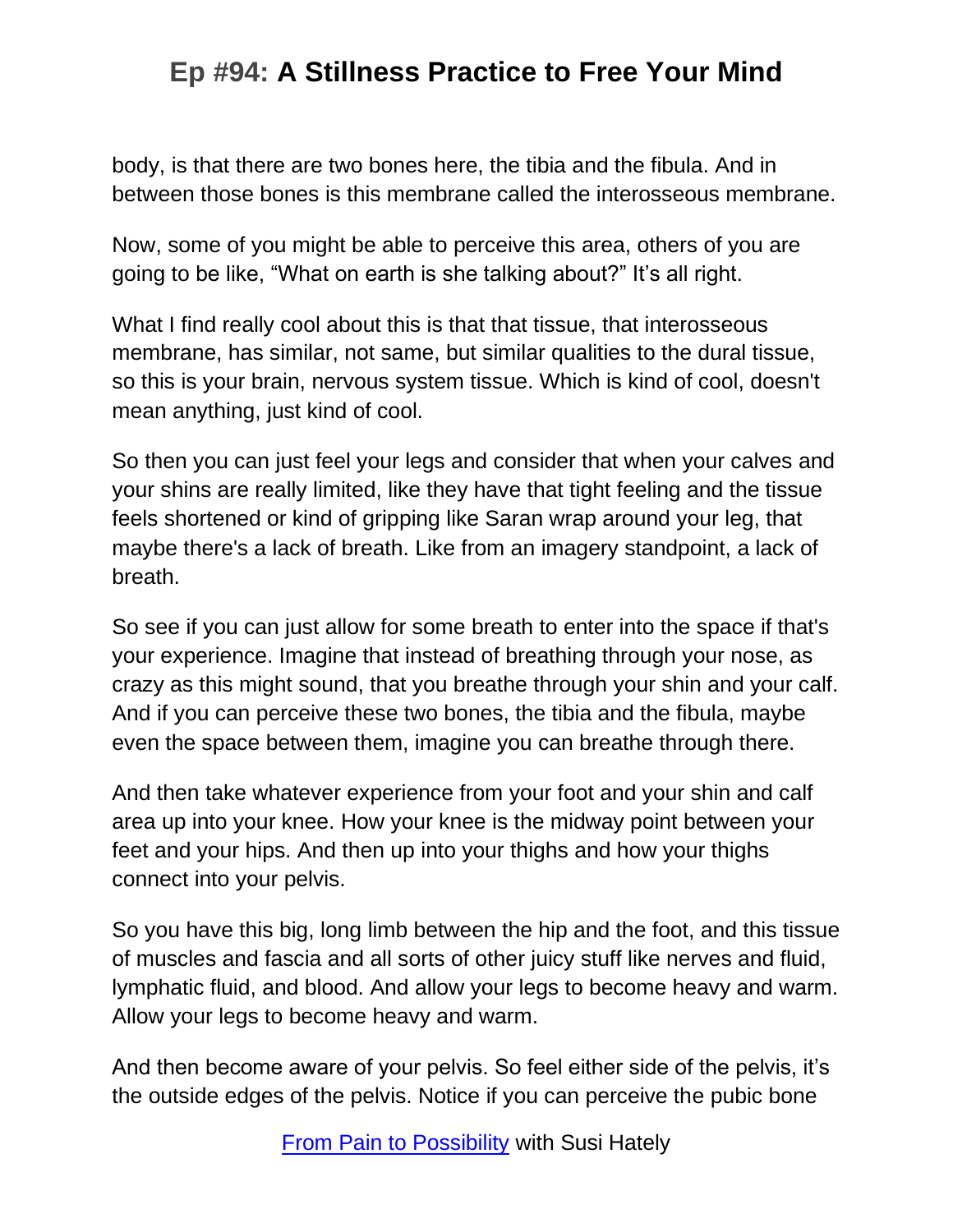body, is that there are two bones here, the tibia and the fibula. And in between those bones is this membrane called the interosseous membrane.

Now, some of you might be able to perceive this area, others of you are going to be like, "What on earth is she talking about?" It's all right.

What I find really cool about this is that that tissue, that interosseous membrane, has similar, not same, but similar qualities to the dural tissue, so this is your brain, nervous system tissue. Which is kind of cool, doesn't mean anything, just kind of cool.

So then you can just feel your legs and consider that when your calves and your shins are really limited, like they have that tight feeling and the tissue feels shortened or kind of gripping like Saran wrap around your leg, that maybe there's a lack of breath. Like from an imagery standpoint, a lack of breath.

So see if you can just allow for some breath to enter into the space if that's your experience. Imagine that instead of breathing through your nose, as crazy as this might sound, that you breathe through your shin and your calf. And if you can perceive these two bones, the tibia and the fibula, maybe even the space between them, imagine you can breathe through there.

And then take whatever experience from your foot and your shin and calf area up into your knee. How your knee is the midway point between your feet and your hips. And then up into your thighs and how your thighs connect into your pelvis.

So you have this big, long limb between the hip and the foot, and this tissue of muscles and fascia and all sorts of other juicy stuff like nerves and fluid, lymphatic fluid, and blood. And allow your legs to become heavy and warm. Allow your legs to become heavy and warm.

And then become aware of your pelvis. So feel either side of the pelvis, it's the outside edges of the pelvis. Notice if you can perceive the pubic bone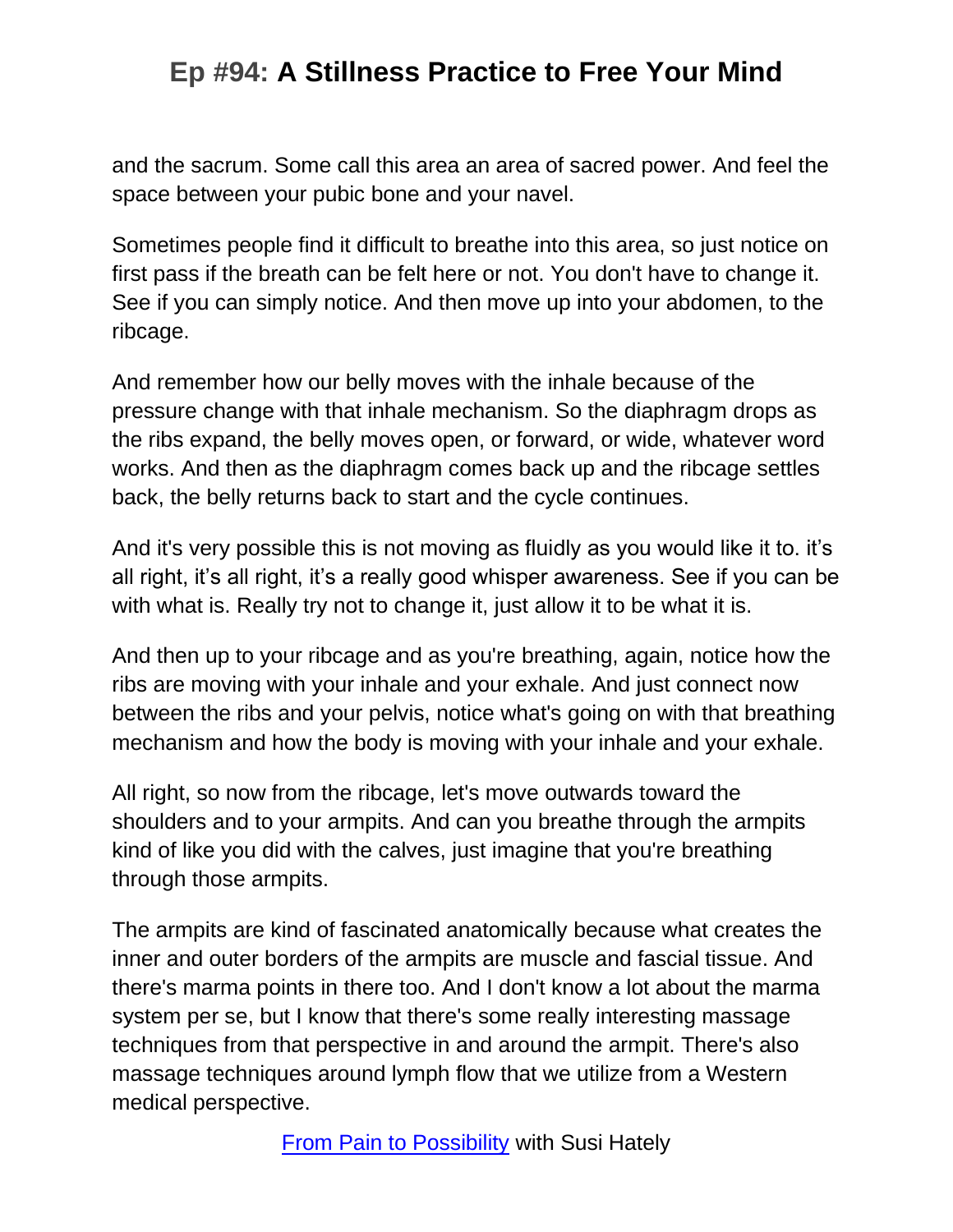and the sacrum. Some call this area an area of sacred power. And feel the space between your pubic bone and your navel.

Sometimes people find it difficult to breathe into this area, so just notice on first pass if the breath can be felt here or not. You don't have to change it. See if you can simply notice. And then move up into your abdomen, to the ribcage.

And remember how our belly moves with the inhale because of the pressure change with that inhale mechanism. So the diaphragm drops as the ribs expand, the belly moves open, or forward, or wide, whatever word works. And then as the diaphragm comes back up and the ribcage settles back, the belly returns back to start and the cycle continues.

And it's very possible this is not moving as fluidly as you would like it to. it's all right, it's all right, it's a really good whisper awareness. See if you can be with what is. Really try not to change it, just allow it to be what it is.

And then up to your ribcage and as you're breathing, again, notice how the ribs are moving with your inhale and your exhale. And just connect now between the ribs and your pelvis, notice what's going on with that breathing mechanism and how the body is moving with your inhale and your exhale.

All right, so now from the ribcage, let's move outwards toward the shoulders and to your armpits. And can you breathe through the armpits kind of like you did with the calves, just imagine that you're breathing through those armpits.

The armpits are kind of fascinated anatomically because what creates the inner and outer borders of the armpits are muscle and fascial tissue. And there's marma points in there too. And I don't know a lot about the marma system per se, but I know that there's some really interesting massage techniques from that perspective in and around the armpit. There's also massage techniques around lymph flow that we utilize from a Western medical perspective.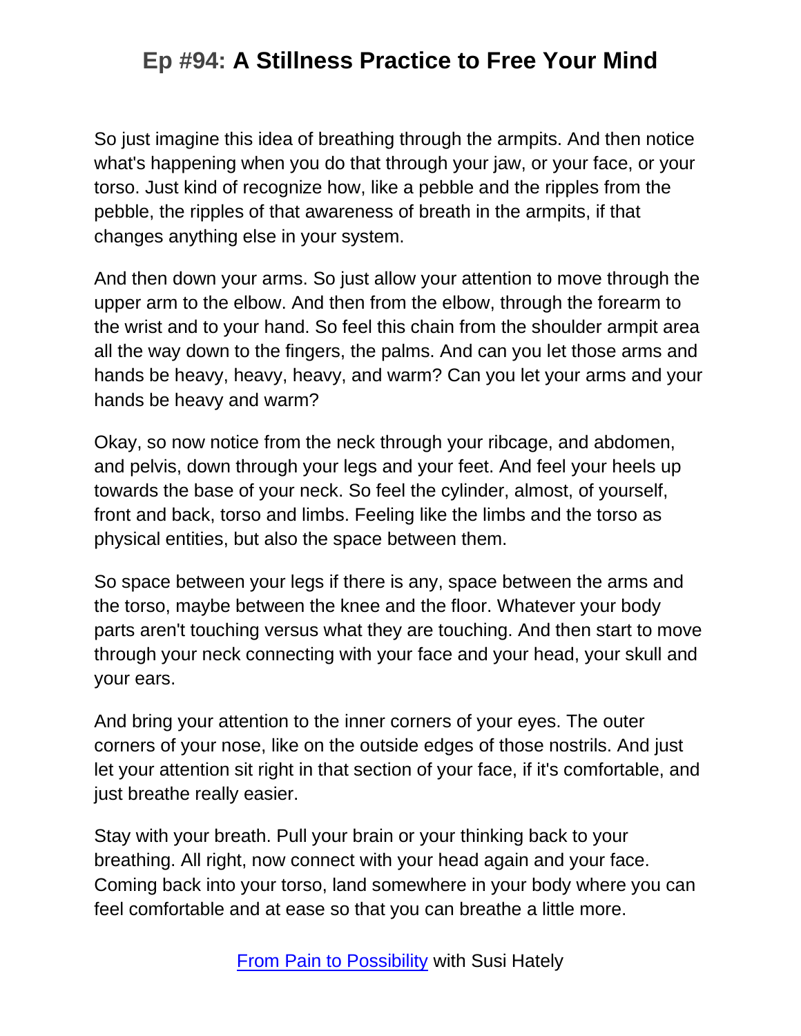So just imagine this idea of breathing through the armpits. And then notice what's happening when you do that through your jaw, or your face, or your torso. Just kind of recognize how, like a pebble and the ripples from the pebble, the ripples of that awareness of breath in the armpits, if that changes anything else in your system.

And then down your arms. So just allow your attention to move through the upper arm to the elbow. And then from the elbow, through the forearm to the wrist and to your hand. So feel this chain from the shoulder armpit area all the way down to the fingers, the palms. And can you let those arms and hands be heavy, heavy, heavy, and warm? Can you let your arms and your hands be heavy and warm?

Okay, so now notice from the neck through your ribcage, and abdomen, and pelvis, down through your legs and your feet. And feel your heels up towards the base of your neck. So feel the cylinder, almost, of yourself, front and back, torso and limbs. Feeling like the limbs and the torso as physical entities, but also the space between them.

So space between your legs if there is any, space between the arms and the torso, maybe between the knee and the floor. Whatever your body parts aren't touching versus what they are touching. And then start to move through your neck connecting with your face and your head, your skull and your ears.

And bring your attention to the inner corners of your eyes. The outer corners of your nose, like on the outside edges of those nostrils. And just let your attention sit right in that section of your face, if it's comfortable, and just breathe really easier.

Stay with your breath. Pull your brain or your thinking back to your breathing. All right, now connect with your head again and your face. Coming back into your torso, land somewhere in your body where you can feel comfortable and at ease so that you can breathe a little more.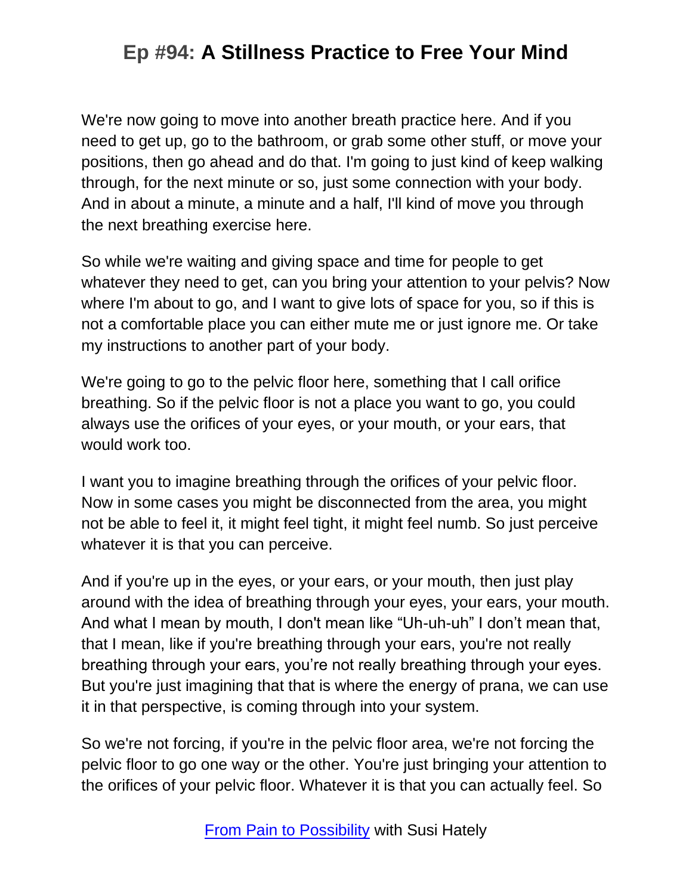We're now going to move into another breath practice here. And if you need to get up, go to the bathroom, or grab some other stuff, or move your positions, then go ahead and do that. I'm going to just kind of keep walking through, for the next minute or so, just some connection with your body. And in about a minute, a minute and a half, I'll kind of move you through the next breathing exercise here.

So while we're waiting and giving space and time for people to get whatever they need to get, can you bring your attention to your pelvis? Now where I'm about to go, and I want to give lots of space for you, so if this is not a comfortable place you can either mute me or just ignore me. Or take my instructions to another part of your body.

We're going to go to the pelvic floor here, something that I call orifice breathing. So if the pelvic floor is not a place you want to go, you could always use the orifices of your eyes, or your mouth, or your ears, that would work too.

I want you to imagine breathing through the orifices of your pelvic floor. Now in some cases you might be disconnected from the area, you might not be able to feel it, it might feel tight, it might feel numb. So just perceive whatever it is that you can perceive.

And if you're up in the eyes, or your ears, or your mouth, then just play around with the idea of breathing through your eyes, your ears, your mouth. And what I mean by mouth, I don't mean like "Uh-uh-uh" I don't mean that, that I mean, like if you're breathing through your ears, you're not really breathing through your ears, you're not really breathing through your eyes. But you're just imagining that that is where the energy of prana, we can use it in that perspective, is coming through into your system.

So we're not forcing, if you're in the pelvic floor area, we're not forcing the pelvic floor to go one way or the other. You're just bringing your attention to the orifices of your pelvic floor. Whatever it is that you can actually feel. So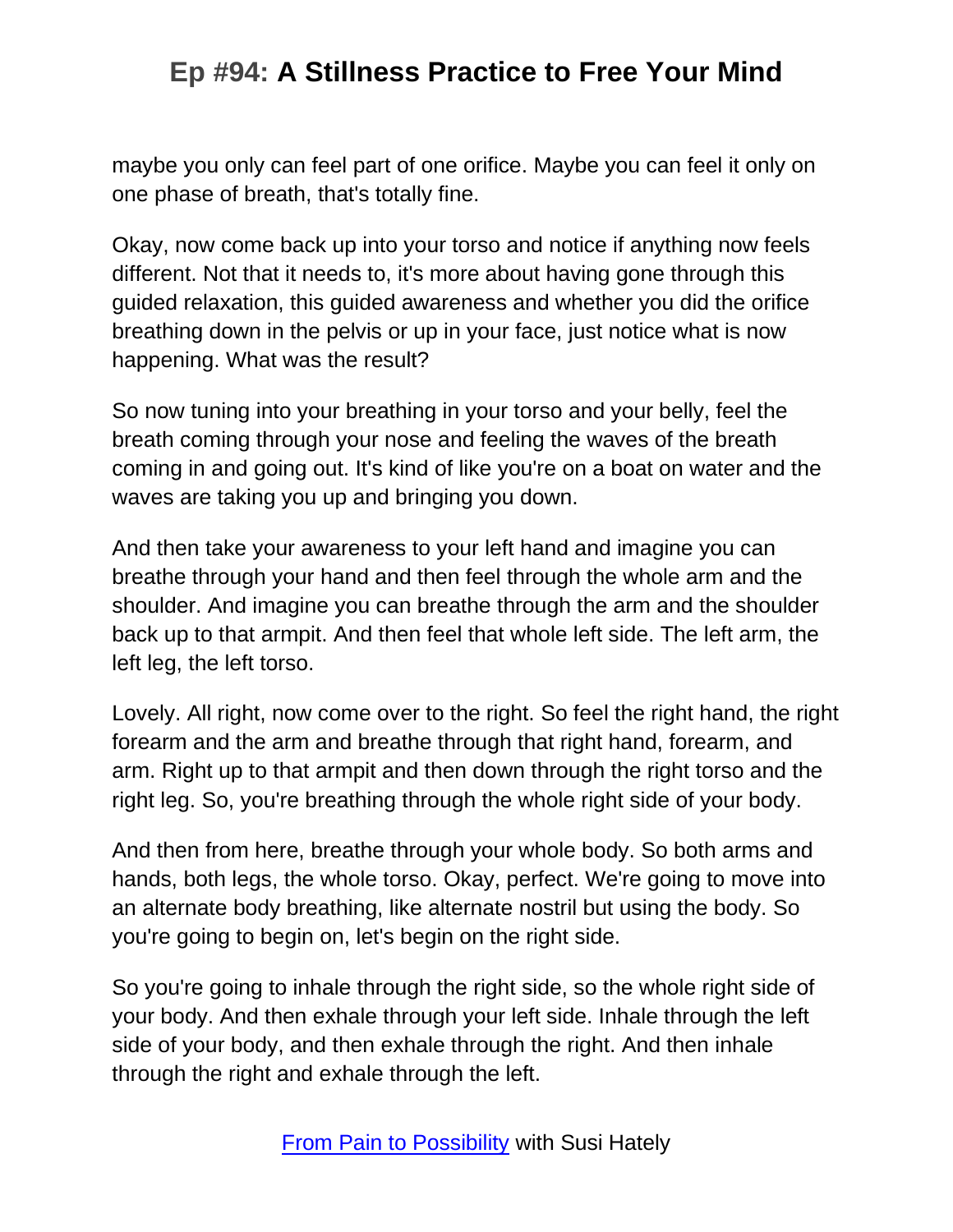maybe you only can feel part of one orifice. Maybe you can feel it only on one phase of breath, that's totally fine.

Okay, now come back up into your torso and notice if anything now feels different. Not that it needs to, it's more about having gone through this guided relaxation, this guided awareness and whether you did the orifice breathing down in the pelvis or up in your face, just notice what is now happening. What was the result?

So now tuning into your breathing in your torso and your belly, feel the breath coming through your nose and feeling the waves of the breath coming in and going out. It's kind of like you're on a boat on water and the waves are taking you up and bringing you down.

And then take your awareness to your left hand and imagine you can breathe through your hand and then feel through the whole arm and the shoulder. And imagine you can breathe through the arm and the shoulder back up to that armpit. And then feel that whole left side. The left arm, the left leg, the left torso.

Lovely. All right, now come over to the right. So feel the right hand, the right forearm and the arm and breathe through that right hand, forearm, and arm. Right up to that armpit and then down through the right torso and the right leg. So, you're breathing through the whole right side of your body.

And then from here, breathe through your whole body. So both arms and hands, both legs, the whole torso. Okay, perfect. We're going to move into an alternate body breathing, like alternate nostril but using the body. So you're going to begin on, let's begin on the right side.

So you're going to inhale through the right side, so the whole right side of your body. And then exhale through your left side. Inhale through the left side of your body, and then exhale through the right. And then inhale through the right and exhale through the left.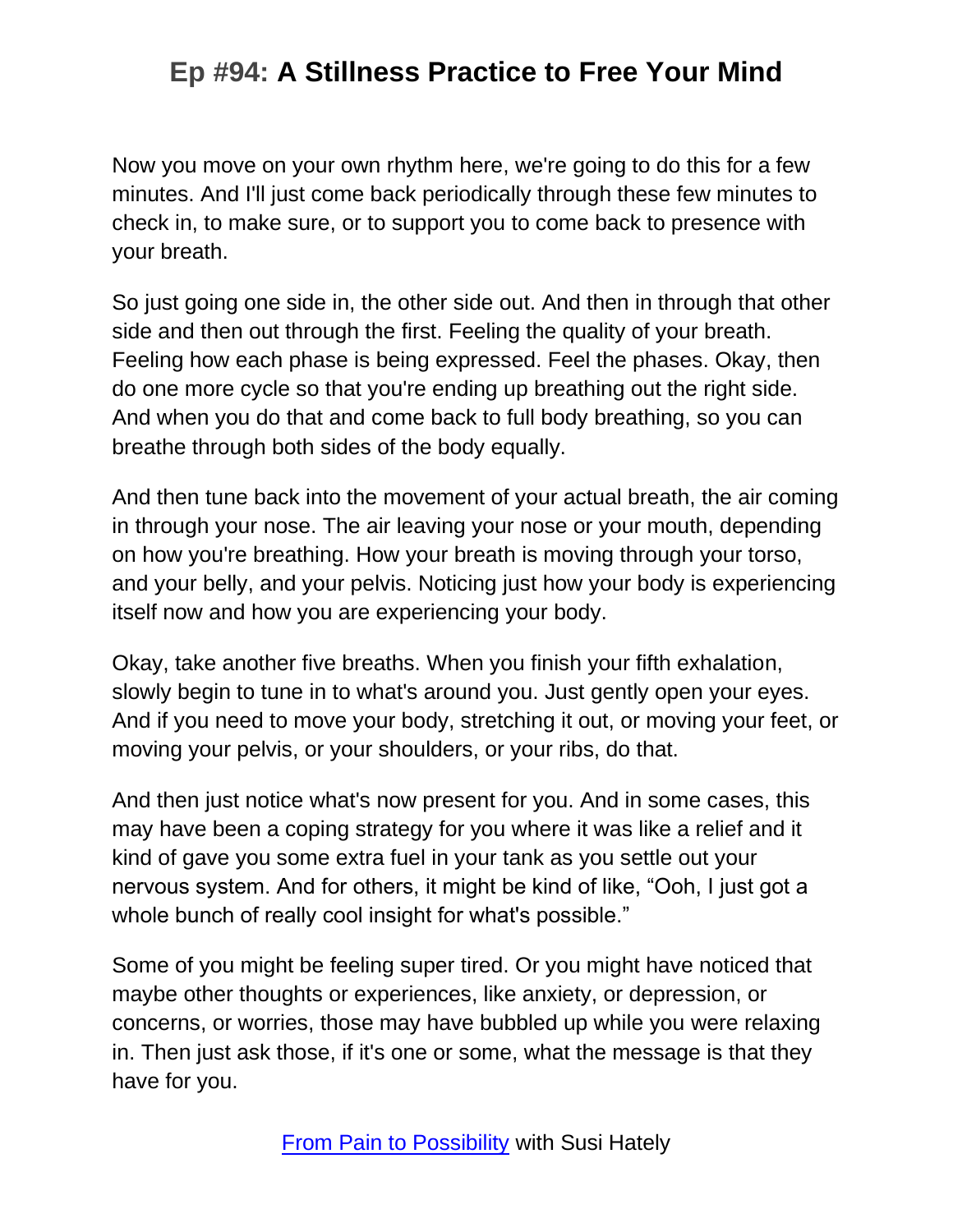Now you move on your own rhythm here, we're going to do this for a few minutes. And I'll just come back periodically through these few minutes to check in, to make sure, or to support you to come back to presence with your breath.

So just going one side in, the other side out. And then in through that other side and then out through the first. Feeling the quality of your breath. Feeling how each phase is being expressed. Feel the phases. Okay, then do one more cycle so that you're ending up breathing out the right side. And when you do that and come back to full body breathing, so you can breathe through both sides of the body equally.

And then tune back into the movement of your actual breath, the air coming in through your nose. The air leaving your nose or your mouth, depending on how you're breathing. How your breath is moving through your torso, and your belly, and your pelvis. Noticing just how your body is experiencing itself now and how you are experiencing your body.

Okay, take another five breaths. When you finish your fifth exhalation, slowly begin to tune in to what's around you. Just gently open your eyes. And if you need to move your body, stretching it out, or moving your feet, or moving your pelvis, or your shoulders, or your ribs, do that.

And then just notice what's now present for you. And in some cases, this may have been a coping strategy for you where it was like a relief and it kind of gave you some extra fuel in your tank as you settle out your nervous system. And for others, it might be kind of like, "Ooh, I just got a whole bunch of really cool insight for what's possible."

Some of you might be feeling super tired. Or you might have noticed that maybe other thoughts or experiences, like anxiety, or depression, or concerns, or worries, those may have bubbled up while you were relaxing in. Then just ask those, if it's one or some, what the message is that they have for you.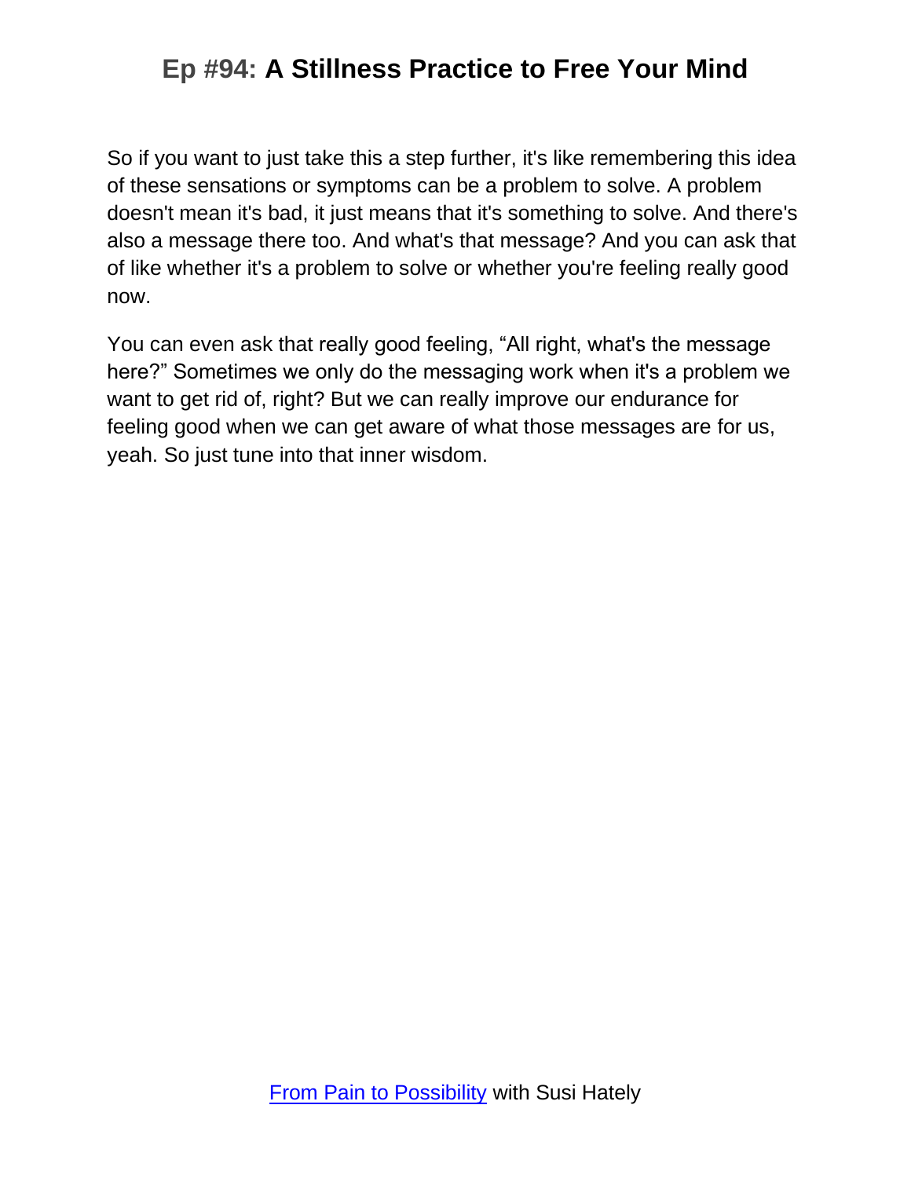So if you want to just take this a step further, it's like remembering this idea of these sensations or symptoms can be a problem to solve. A problem doesn't mean it's bad, it just means that it's something to solve. And there's also a message there too. And what's that message? And you can ask that of like whether it's a problem to solve or whether you're feeling really good now.

You can even ask that really good feeling, “All right, what's the message here?” Sometimes we only do the messaging work when it's a problem we want to get rid of, right? But we can really improve our endurance for feeling good when we can get aware of what those messages are for us, yeah. So just tune into that inner wisdom.